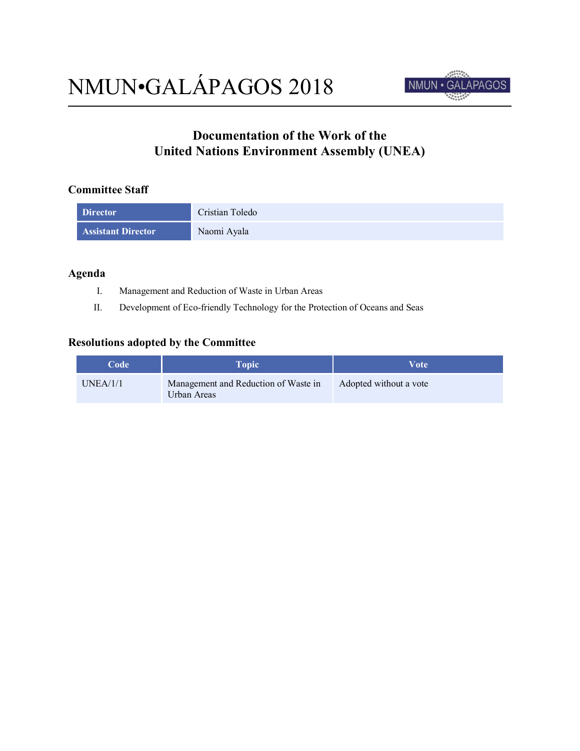# NMUN•GALÁPAGOS 2018

## Documentation of the Work of the United Nations Environment Assembly (UNEA)

### Committee Staff

| | |
|---|---|
| **Director** | Cristian Toledo |
| **Assistant Director** | Naomi Ayala |

### Agenda

I. Management and Reduction of Waste in Urban Areas

II. Development of Eco-friendly Technology for the Protection of Oceans and Seas

### Resolutions adopted by the Committee

| Code | Topic | Vote |
|---|---|---|
| UNEA/1/1 | Management and Reduction of Waste in Urban Areas | Adopted without a vote |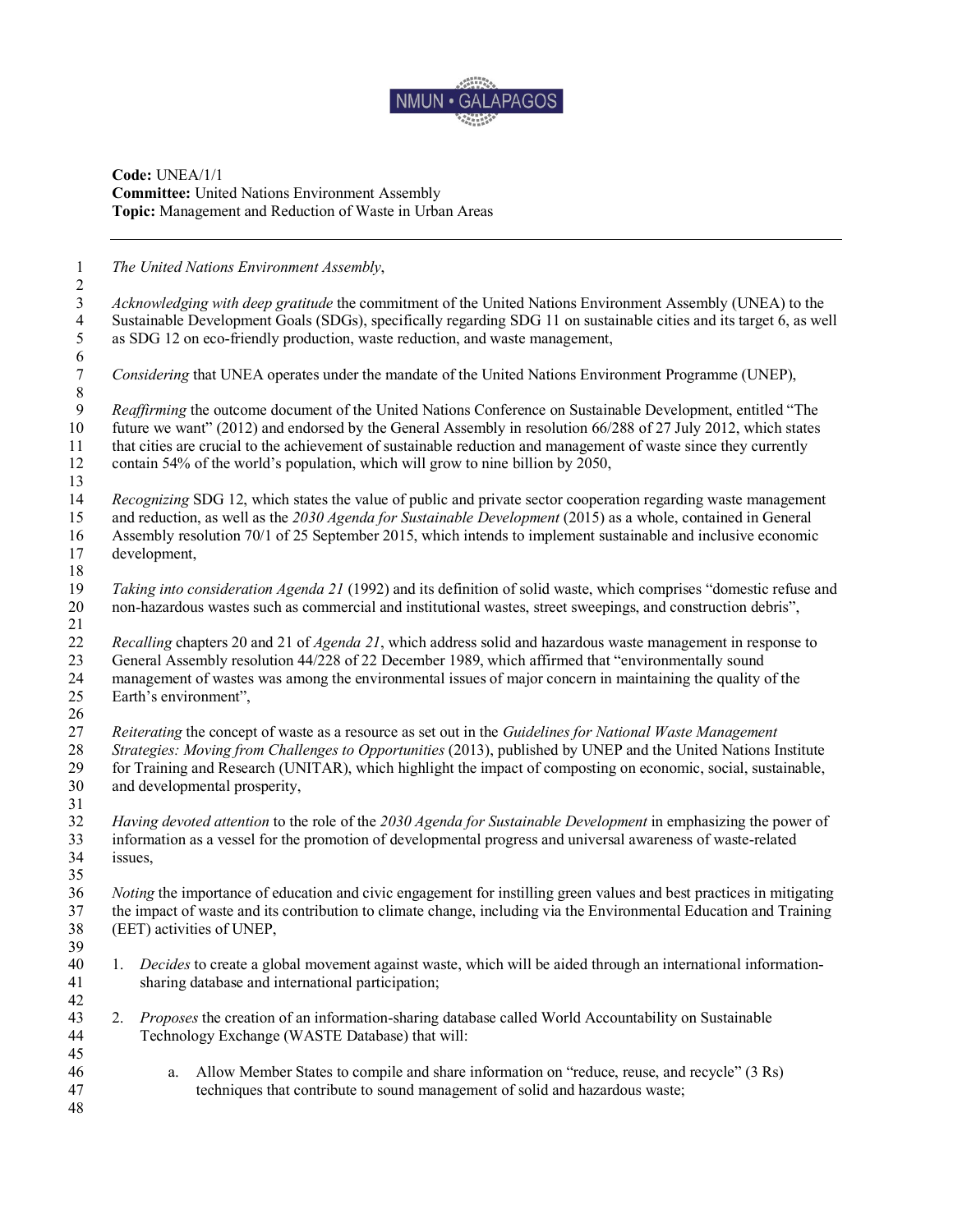**Code:** UNEA/1/1
**Committee:** United Nations Environment Assembly
**Topic:** Management and Reduction of Waste in Urban Areas

---

*The United Nations Environment Assembly*,

*Acknowledging with deep gratitude* the commitment of the United Nations Environment Assembly (UNEA) to the Sustainable Development Goals (SDGs), specifically regarding SDG 11 on sustainable cities and its target 6, as well as SDG 12 on eco-friendly production, waste reduction, and waste management,

*Considering* that UNEA operates under the mandate of the United Nations Environment Programme (UNEP),

*Reaffirming* the outcome document of the United Nations Conference on Sustainable Development, entitled "The future we want" (2012) and endorsed by the General Assembly in resolution 66/288 of 27 July 2012, which states that cities are crucial to the achievement of sustainable reduction and management of waste since they currently contain 54% of the world's population, which will grow to nine billion by 2050,

*Recognizing* SDG 12, which states the value of public and private sector cooperation regarding waste management and reduction, as well as the *2030 Agenda for Sustainable Development* (2015) as a whole, contained in General Assembly resolution 70/1 of 25 September 2015, which intends to implement sustainable and inclusive economic development,

*Taking into consideration Agenda 21* (1992) and its definition of solid waste, which comprises "domestic refuse and non-hazardous wastes such as commercial and institutional wastes, street sweepings, and construction debris",

*Recalling* chapters 20 and 21 of *Agenda 21*, which address solid and hazardous waste management in response to General Assembly resolution 44/228 of 22 December 1989, which affirmed that "environmentally sound management of wastes was among the environmental issues of major concern in maintaining the quality of the Earth's environment",

*Reiterating* the concept of waste as a resource as set out in the *Guidelines for National Waste Management Strategies: Moving from Challenges to Opportunities* (2013), published by UNEP and the United Nations Institute for Training and Research (UNITAR), which highlight the impact of composting on economic, social, sustainable, and developmental prosperity,

*Having devoted attention* to the role of the *2030 Agenda for Sustainable Development* in emphasizing the power of information as a vessel for the promotion of developmental progress and universal awareness of waste-related issues,

*Noting* the importance of education and civic engagement for instilling green values and best practices in mitigating the impact of waste and its contribution to climate change, including via the Environmental Education and Training (EET) activities of UNEP,

1. *Decides* to create a global movement against waste, which will be aided through an international information-sharing database and international participation;

2. *Proposes* the creation of an information-sharing database called World Accountability on Sustainable Technology Exchange (WASTE Database) that will:

    a. Allow Member States to compile and share information on "reduce, reuse, and recycle" (3 Rs) techniques that contribute to sound management of solid and hazardous waste;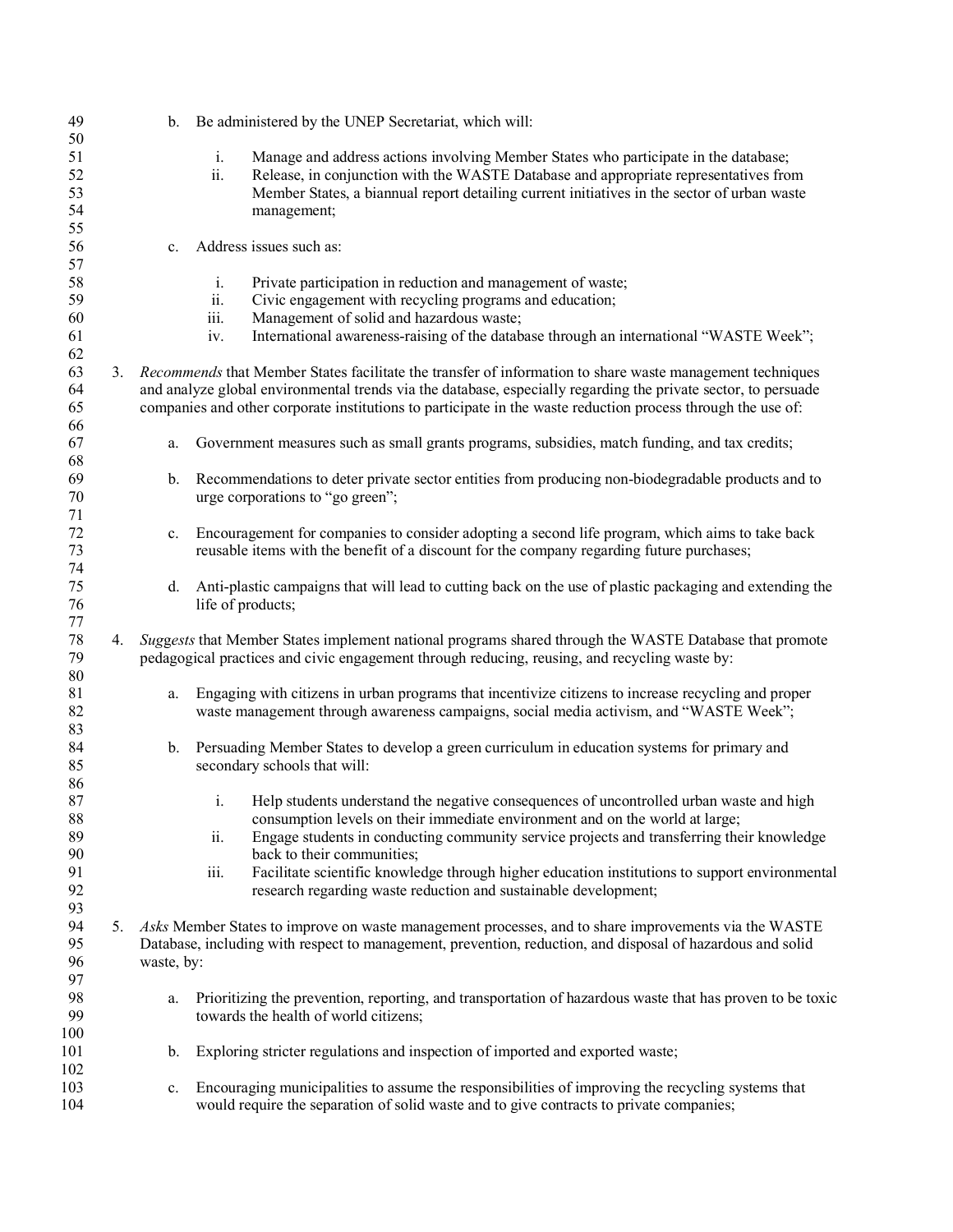b. Be administered by the UNEP Secretariat, which will:

   i. Manage and address actions involving Member States who participate in the database;
   ii. Release, in conjunction with the WASTE Database and appropriate representatives from Member States, a biannual report detailing current initiatives in the sector of urban waste management;

c. Address issues such as:

   i. Private participation in reduction and management of waste;
   ii. Civic engagement with recycling programs and education;
   iii. Management of solid and hazardous waste;
   iv. International awareness-raising of the database through an international "WASTE Week";

3. *Recommends* that Member States facilitate the transfer of information to share waste management techniques and analyze global environmental trends via the database, especially regarding the private sector, to persuade companies and other corporate institutions to participate in the waste reduction process through the use of:

   a. Government measures such as small grants programs, subsidies, match funding, and tax credits;

   b. Recommendations to deter private sector entities from producing non-biodegradable products and to urge corporations to "go green";

   c. Encouragement for companies to consider adopting a second life program, which aims to take back reusable items with the benefit of a discount for the company regarding future purchases;

   d. Anti-plastic campaigns that will lead to cutting back on the use of plastic packaging and extending the life of products;

4. *Suggests* that Member States implement national programs shared through the WASTE Database that promote pedagogical practices and civic engagement through reducing, reusing, and recycling waste by:

   a. Engaging with citizens in urban programs that incentivize citizens to increase recycling and proper waste management through awareness campaigns, social media activism, and "WASTE Week";

   b. Persuading Member States to develop a green curriculum in education systems for primary and secondary schools that will:

      i. Help students understand the negative consequences of uncontrolled urban waste and high consumption levels on their immediate environment and on the world at large;
      ii. Engage students in conducting community service projects and transferring their knowledge back to their communities;
      iii. Facilitate scientific knowledge through higher education institutions to support environmental research regarding waste reduction and sustainable development;

5. *Asks* Member States to improve on waste management processes, and to share improvements via the WASTE Database, including with respect to management, prevention, reduction, and disposal of hazardous and solid waste, by:

   a. Prioritizing the prevention, reporting, and transportation of hazardous waste that has proven to be toxic towards the health of world citizens;

   b. Exploring stricter regulations and inspection of imported and exported waste;

   c. Encouraging municipalities to assume the responsibilities of improving the recycling systems that would require the separation of solid waste and to give contracts to private companies;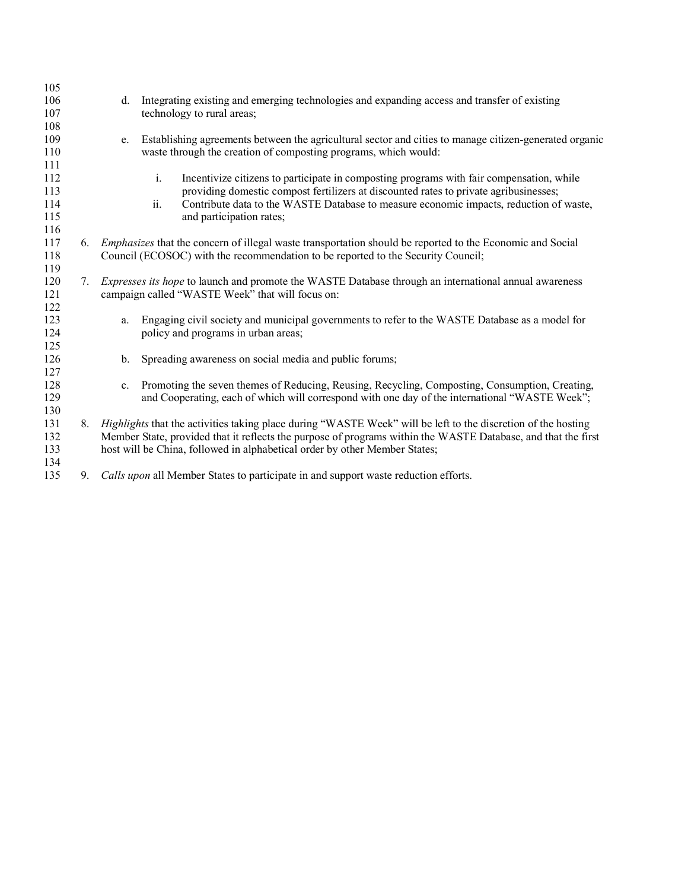d. Integrating existing and emerging technologies and expanding access and transfer of existing technology to rural areas;

e. Establishing agreements between the agricultural sector and cities to manage citizen-generated organic waste through the creation of composting programs, which would:

    i. Incentivize citizens to participate in composting programs with fair compensation, while providing domestic compost fertilizers at discounted rates to private agribusinesses;
    ii. Contribute data to the WASTE Database to measure economic impacts, reduction of waste, and participation rates;

6. *Emphasizes* that the concern of illegal waste transportation should be reported to the Economic and Social Council (ECOSOC) with the recommendation to be reported to the Security Council;

7. *Expresses its hope* to launch and promote the WASTE Database through an international annual awareness campaign called "WASTE Week" that will focus on:

    a. Engaging civil society and municipal governments to refer to the WASTE Database as a model for policy and programs in urban areas;

    b. Spreading awareness on social media and public forums;

    c. Promoting the seven themes of Reducing, Reusing, Recycling, Composting, Consumption, Creating, and Cooperating, each of which will correspond with one day of the international "WASTE Week";

8. *Highlights* that the activities taking place during "WASTE Week" will be left to the discretion of the hosting Member State, provided that it reflects the purpose of programs within the WASTE Database, and that the first host will be China, followed in alphabetical order by other Member States;

9. *Calls upon* all Member States to participate in and support waste reduction efforts.